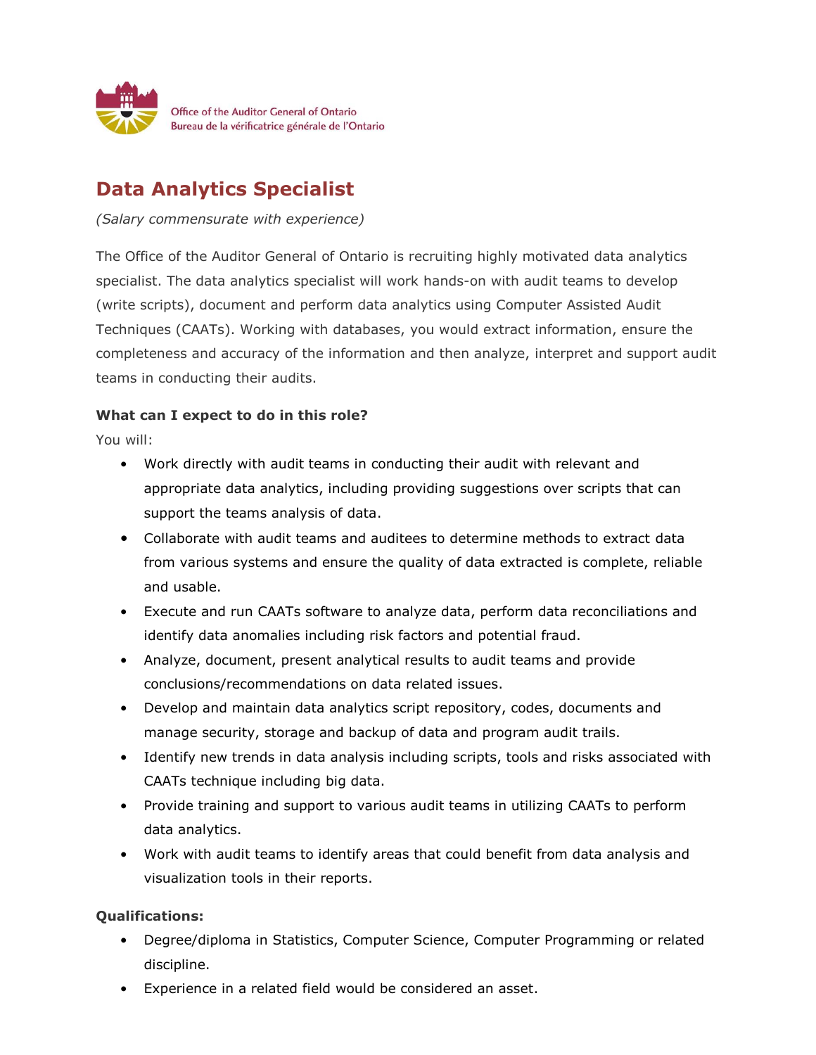Office of the Auditor General of Ontario
Bureau de la vérificatrice générale de l'Ontario

# Data Analytics Specialist

*(Salary commensurate with experience)*

The Office of the Auditor General of Ontario is recruiting highly motivated data analytics specialist. The data analytics specialist will work hands-on with audit teams to develop (write scripts), document and perform data analytics using Computer Assisted Audit Techniques (CAATs). Working with databases, you would extract information, ensure the completeness and accuracy of the information and then analyze, interpret and support audit teams in conducting their audits.

**What can I expect to do in this role?**

You will:

- Work directly with audit teams in conducting their audit with relevant and appropriate data analytics, including providing suggestions over scripts that can support the teams analysis of data.
- Collaborate with audit teams and auditees to determine methods to extract data from various systems and ensure the quality of data extracted is complete, reliable and usable.
- Execute and run CAATs software to analyze data, perform data reconciliations and identify data anomalies including risk factors and potential fraud.
- Analyze, document, present analytical results to audit teams and provide conclusions/recommendations on data related issues.
- Develop and maintain data analytics script repository, codes, documents and manage security, storage and backup of data and program audit trails.
- Identify new trends in data analysis including scripts, tools and risks associated with CAATs technique including big data.
- Provide training and support to various audit teams in utilizing CAATs to perform data analytics.
- Work with audit teams to identify areas that could benefit from data analysis and visualization tools in their reports.

**Qualifications:**

- Degree/diploma in Statistics, Computer Science, Computer Programming or related discipline.
- Experience in a related field would be considered an asset.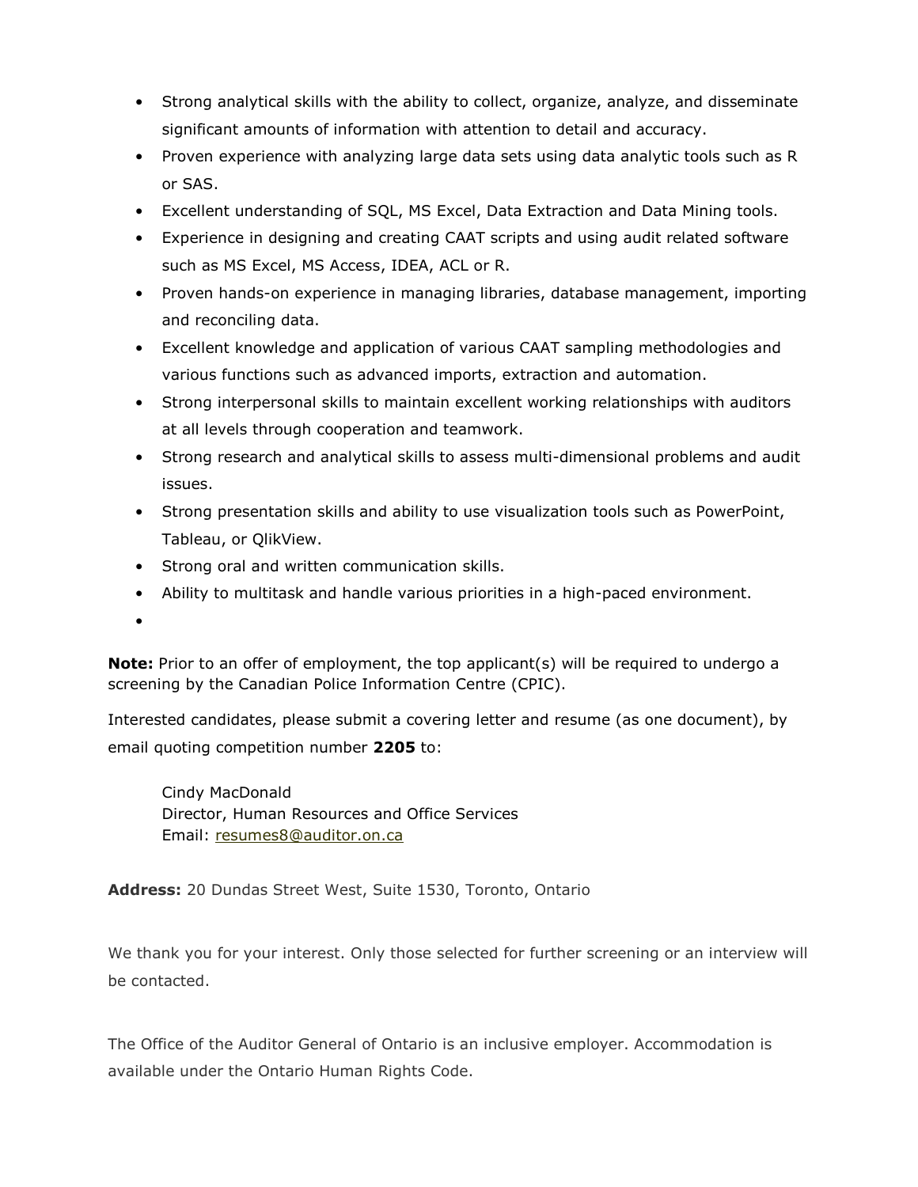- Strong analytical skills with the ability to collect, organize, analyze, and disseminate significant amounts of information with attention to detail and accuracy.
- Proven experience with analyzing large data sets using data analytic tools such as R or SAS.
- Excellent understanding of SQL, MS Excel, Data Extraction and Data Mining tools.
- Experience in designing and creating CAAT scripts and using audit related software such as MS Excel, MS Access, IDEA, ACL or R.
- Proven hands-on experience in managing libraries, database management, importing and reconciling data.
- Excellent knowledge and application of various CAAT sampling methodologies and various functions such as advanced imports, extraction and automation.
- Strong interpersonal skills to maintain excellent working relationships with auditors at all levels through cooperation and teamwork.
- Strong research and analytical skills to assess multi-dimensional problems and audit issues.
- Strong presentation skills and ability to use visualization tools such as PowerPoint, Tableau, or QlikView.
- Strong oral and written communication skills.
- Ability to multitask and handle various priorities in a high-paced environment.

**Note:** Prior to an offer of employment, the top applicant(s) will be required to undergo a screening by the Canadian Police Information Centre (CPIC).

Interested candidates, please submit a covering letter and resume (as one document), by email quoting competition number **2205** to:

> Cindy MacDonald
> Director, Human Resources and Office Services
> Email: resumes8@auditor.on.ca

**Address:** 20 Dundas Street West, Suite 1530, Toronto, Ontario

We thank you for your interest. Only those selected for further screening or an interview will be contacted.

The Office of the Auditor General of Ontario is an inclusive employer. Accommodation is available under the Ontario Human Rights Code.